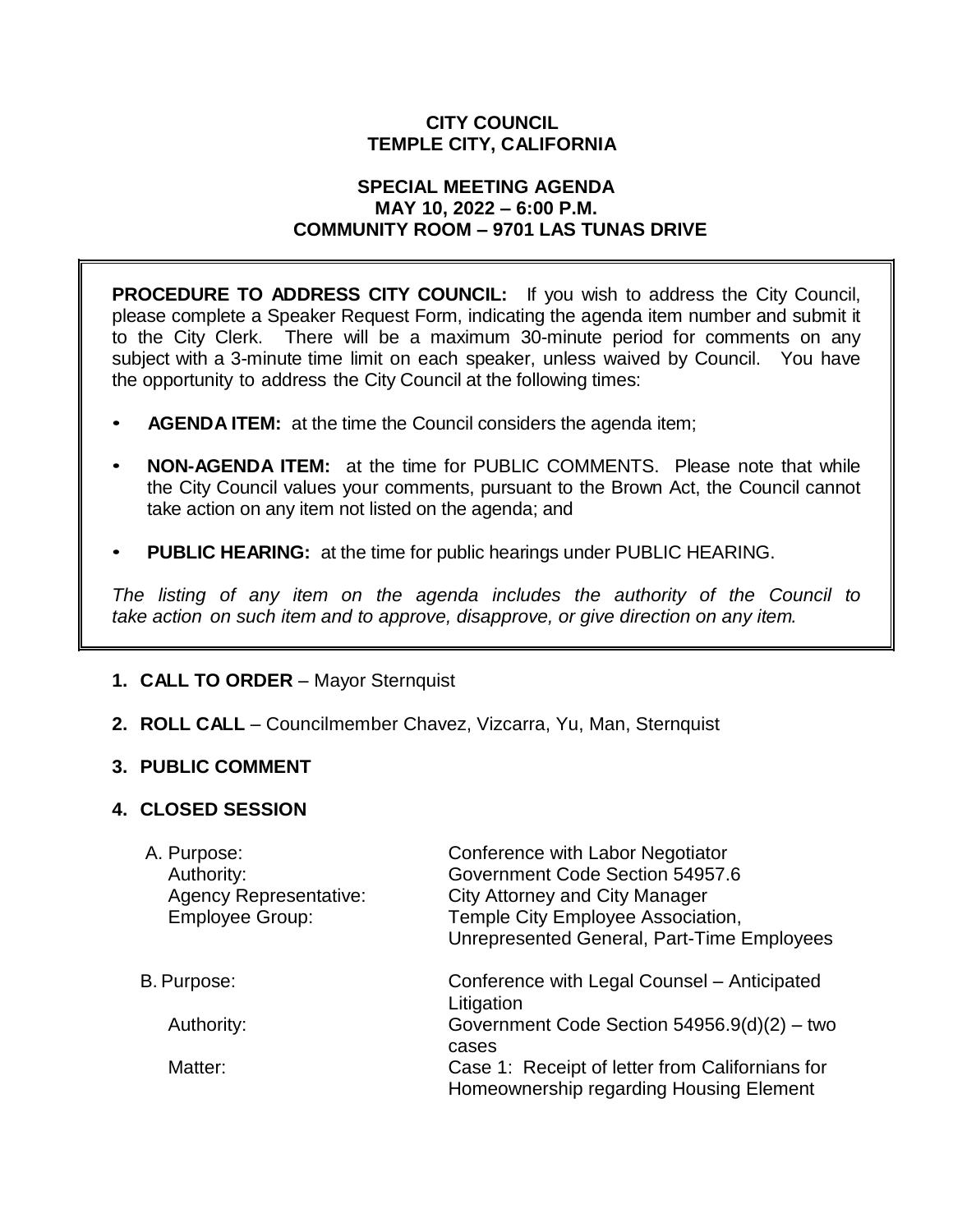**CITY COUNCIL**
**TEMPLE CITY, CALIFORNIA**

**SPECIAL MEETING AGENDA**
**MAY 10, 2022 – 6:00 P.M.**
**COMMUNITY ROOM – 9701 LAS TUNAS DRIVE**

**PROCEDURE TO ADDRESS CITY COUNCIL:** If you wish to address the City Council, please complete a Speaker Request Form, indicating the agenda item number and submit it to the City Clerk. There will be a maximum 30-minute period for comments on any subject with a 3-minute time limit on each speaker, unless waived by Council. You have the opportunity to address the City Council at the following times:

- **AGENDA ITEM:** at the time the Council considers the agenda item;
- **NON-AGENDA ITEM:** at the time for PUBLIC COMMENTS. Please note that while the City Council values your comments, pursuant to the Brown Act, the Council cannot take action on any item not listed on the agenda; and
- **PUBLIC HEARING:** at the time for public hearings under PUBLIC HEARING.

*The listing of any item on the agenda includes the authority of the Council to take action on such item and to approve, disapprove, or give direction on any item.*

1. **CALL TO ORDER** – Mayor Sternquist

2. **ROLL CALL** – Councilmember Chavez, Vizcarra, Yu, Man, Sternquist

3. **PUBLIC COMMENT**

4. **CLOSED SESSION**

A. Purpose: Conference with Labor Negotiator
Authority: Government Code Section 54957.6
Agency Representative: City Attorney and City Manager
Employee Group: Temple City Employee Association, Unrepresented General, Part-Time Employees

B. Purpose: Conference with Legal Counsel – Anticipated Litigation
Authority: Government Code Section 54956.9(d)(2) – two cases
Matter: Case 1: Receipt of letter from Californians for Homeownership regarding Housing Element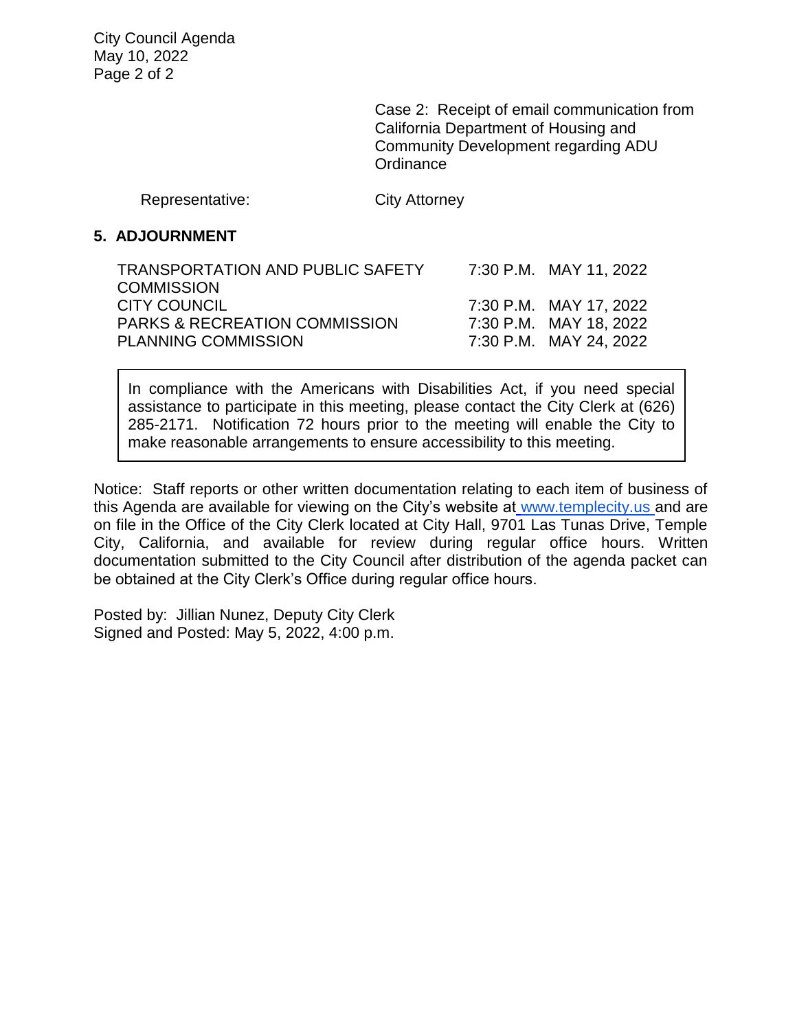Case 2: Receipt of email communication from California Department of Housing and Community Development regarding ADU Ordinance

Representative: City Attorney

## 5. ADJOURNMENT

| | | |
|---|---|---|
| TRANSPORTATION AND PUBLIC SAFETY COMMISSION | 7:30 P.M. | MAY 11, 2022 |
| CITY COUNCIL | 7:30 P.M. | MAY 17, 2022 |
| PARKS & RECREATION COMMISSION | 7:30 P.M. | MAY 18, 2022 |
| PLANNING COMMISSION | 7:30 P.M. | MAY 24, 2022 |

In compliance with the Americans with Disabilities Act, if you need special assistance to participate in this meeting, please contact the City Clerk at (626) 285-2171. Notification 72 hours prior to the meeting will enable the City to make reasonable arrangements to ensure accessibility to this meeting.

Notice: Staff reports or other written documentation relating to each item of business of this Agenda are available for viewing on the City's website at www.templecity.us and are on file in the Office of the City Clerk located at City Hall, 9701 Las Tunas Drive, Temple City, California, and available for review during regular office hours. Written documentation submitted to the City Council after distribution of the agenda packet can be obtained at the City Clerk's Office during regular office hours.

Posted by: Jillian Nunez, Deputy City Clerk
Signed and Posted: May 5, 2022, 4:00 p.m.